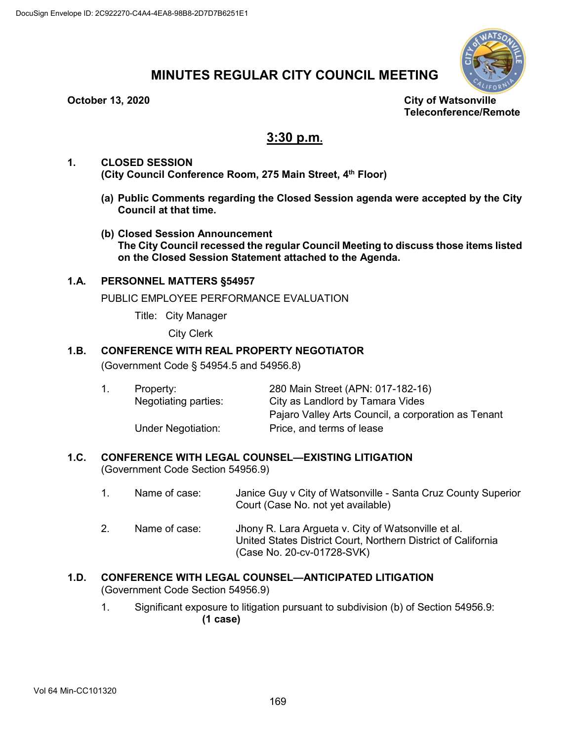DocuSign Envelope ID: 2C922270-C4A4-4EA8-98B8-2D7D7B6251E1

# MINUTES REGULAR CITY COUNCIL MEETING

**October 13, 2020**

**City of Watsonville**
**Teleconference/Remote**

## 3:30 p.m.

**1. CLOSED SESSION**
**(City Council Conference Room, 275 Main Street, 4th Floor)**

**(a) Public Comments regarding the Closed Session agenda were accepted by the City Council at that time.**

**(b) Closed Session Announcement**
**The City Council recessed the regular Council Meeting to discuss those items listed on the Closed Session Statement attached to the Agenda.**

**1.A. PERSONNEL MATTERS §54957**

PUBLIC EMPLOYEE PERFORMANCE EVALUATION

Title: City Manager
City Clerk

**1.B. CONFERENCE WITH REAL PROPERTY NEGOTIATOR**
(Government Code § 54954.5 and 54956.8)

1. Property: 280 Main Street (APN: 017-182-16)
   Negotiating parties: City as Landlord by Tamara Vides
   Pajaro Valley Arts Council, a corporation as Tenant
   Under Negotiation: Price, and terms of lease

**1.C. CONFERENCE WITH LEGAL COUNSEL—EXISTING LITIGATION**
(Government Code Section 54956.9)

1. Name of case: Janice Guy v City of Watsonville - Santa Cruz County Superior Court (Case No. not yet available)

2. Name of case: Jhony R. Lara Argueta v. City of Watsonville et al. United States District Court, Northern District of California (Case No. 20-cv-01728-SVK)

**1.D. CONFERENCE WITH LEGAL COUNSEL—ANTICIPATED LITIGATION**
(Government Code Section 54956.9)

1. Significant exposure to litigation pursuant to subdivision (b) of Section 54956.9: **(1 case)**

Vol 64 Min-CC101320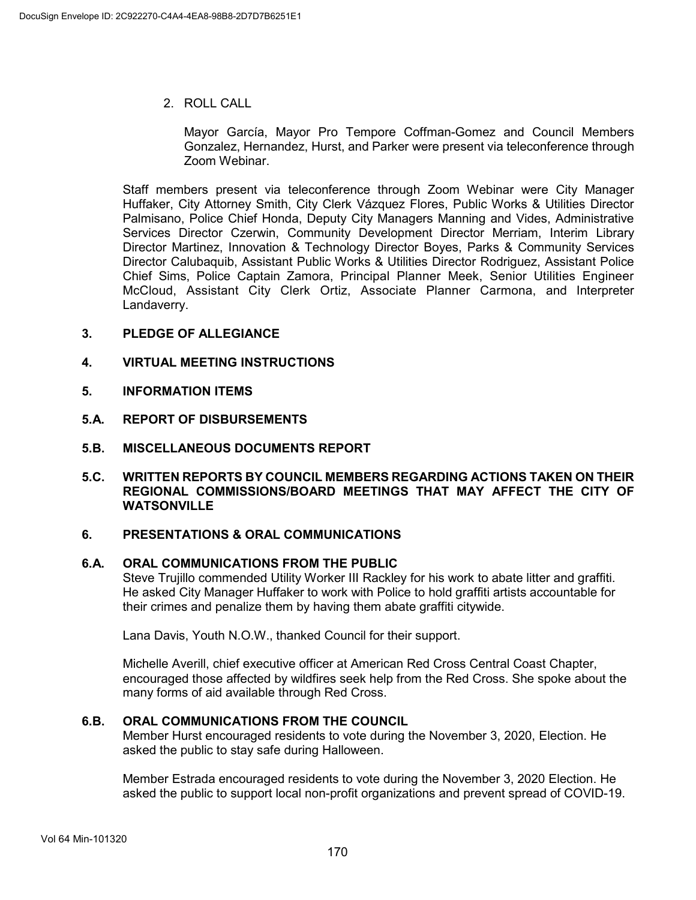2. ROLL CALL

   Mayor García, Mayor Pro Tempore Coffman-Gomez and Council Members Gonzalez, Hernandez, Hurst, and Parker were present via teleconference through Zoom Webinar.

Staff members present via teleconference through Zoom Webinar were City Manager Huffaker, City Attorney Smith, City Clerk Vázquez Flores, Public Works & Utilities Director Palmisano, Police Chief Honda, Deputy City Managers Manning and Vides, Administrative Services Director Czerwin, Community Development Director Merriam, Interim Library Director Martinez, Innovation & Technology Director Boyes, Parks & Community Services Director Calubaquib, Assistant Public Works & Utilities Director Rodriguez, Assistant Police Chief Sims, Police Captain Zamora, Principal Planner Meek, Senior Utilities Engineer McCloud, Assistant City Clerk Ortiz, Associate Planner Carmona, and Interpreter Landaverry.

**3. PLEDGE OF ALLEGIANCE**

**4. VIRTUAL MEETING INSTRUCTIONS**

**5. INFORMATION ITEMS**

**5.A. REPORT OF DISBURSEMENTS**

**5.B. MISCELLANEOUS DOCUMENTS REPORT**

**5.C. WRITTEN REPORTS BY COUNCIL MEMBERS REGARDING ACTIONS TAKEN ON THEIR REGIONAL COMMISSIONS/BOARD MEETINGS THAT MAY AFFECT THE CITY OF WATSONVILLE**

**6. PRESENTATIONS & ORAL COMMUNICATIONS**

**6.A. ORAL COMMUNICATIONS FROM THE PUBLIC**

Steve Trujillo commended Utility Worker III Rackley for his work to abate litter and graffiti. He asked City Manager Huffaker to work with Police to hold graffiti artists accountable for their crimes and penalize them by having them abate graffiti citywide.

Lana Davis, Youth N.O.W., thanked Council for their support.

Michelle Averill, chief executive officer at American Red Cross Central Coast Chapter, encouraged those affected by wildfires seek help from the Red Cross. She spoke about the many forms of aid available through Red Cross.

**6.B. ORAL COMMUNICATIONS FROM THE COUNCIL**

Member Hurst encouraged residents to vote during the November 3, 2020, Election. He asked the public to stay safe during Halloween.

Member Estrada encouraged residents to vote during the November 3, 2020 Election. He asked the public to support local non-profit organizations and prevent spread of COVID-19.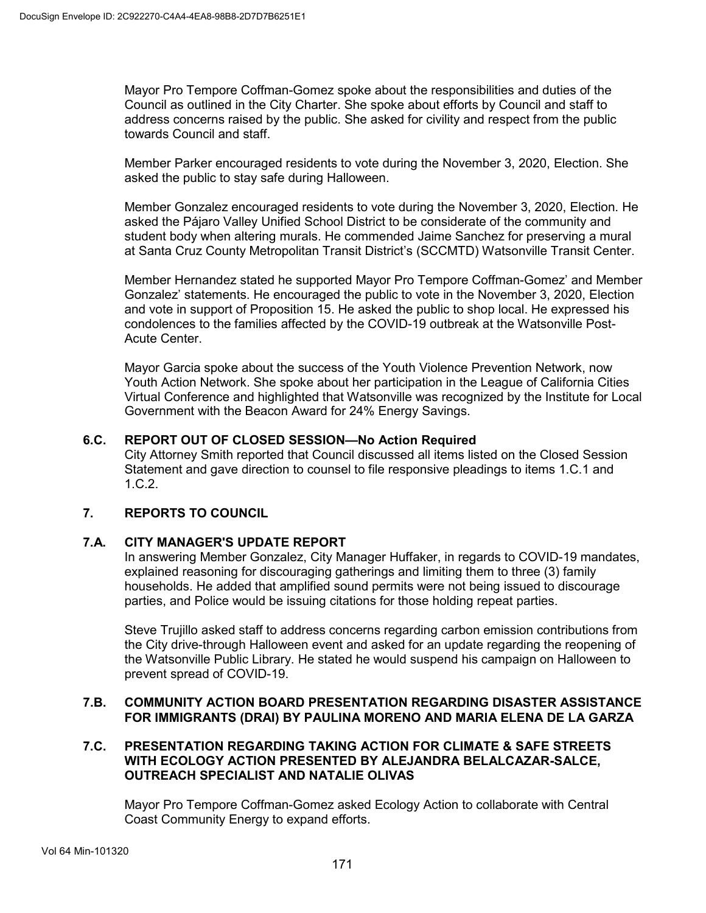Mayor Pro Tempore Coffman-Gomez spoke about the responsibilities and duties of the Council as outlined in the City Charter. She spoke about efforts by Council and staff to address concerns raised by the public. She asked for civility and respect from the public towards Council and staff.

Member Parker encouraged residents to vote during the November 3, 2020, Election. She asked the public to stay safe during Halloween.

Member Gonzalez encouraged residents to vote during the November 3, 2020, Election. He asked the Pájaro Valley Unified School District to be considerate of the community and student body when altering murals. He commended Jaime Sanchez for preserving a mural at Santa Cruz County Metropolitan Transit District's (SCCMTD) Watsonville Transit Center.

Member Hernandez stated he supported Mayor Pro Tempore Coffman-Gomez' and Member Gonzalez' statements. He encouraged the public to vote in the November 3, 2020, Election and vote in support of Proposition 15. He asked the public to shop local. He expressed his condolences to the families affected by the COVID-19 outbreak at the Watsonville Post-Acute Center.

Mayor Garcia spoke about the success of the Youth Violence Prevention Network, now Youth Action Network. She spoke about her participation in the League of California Cities Virtual Conference and highlighted that Watsonville was recognized by the Institute for Local Government with the Beacon Award for 24% Energy Savings.

### 6.C. REPORT OUT OF CLOSED SESSION—No Action Required

City Attorney Smith reported that Council discussed all items listed on the Closed Session Statement and gave direction to counsel to file responsive pleadings to items 1.C.1 and 1.C.2.

## 7. REPORTS TO COUNCIL

### 7.A. CITY MANAGER'S UPDATE REPORT

In answering Member Gonzalez, City Manager Huffaker, in regards to COVID-19 mandates, explained reasoning for discouraging gatherings and limiting them to three (3) family households. He added that amplified sound permits were not being issued to discourage parties, and Police would be issuing citations for those holding repeat parties.

Steve Trujillo asked staff to address concerns regarding carbon emission contributions from the City drive-through Halloween event and asked for an update regarding the reopening of the Watsonville Public Library. He stated he would suspend his campaign on Halloween to prevent spread of COVID-19.

### 7.B. COMMUNITY ACTION BOARD PRESENTATION REGARDING DISASTER ASSISTANCE FOR IMMIGRANTS (DRAI) BY PAULINA MORENO AND MARIA ELENA DE LA GARZA

### 7.C. PRESENTATION REGARDING TAKING ACTION FOR CLIMATE & SAFE STREETS WITH ECOLOGY ACTION PRESENTED BY ALEJANDRA BELALCAZAR-SALCE, OUTREACH SPECIALIST AND NATALIE OLIVAS

Mayor Pro Tempore Coffman-Gomez asked Ecology Action to collaborate with Central Coast Community Energy to expand efforts.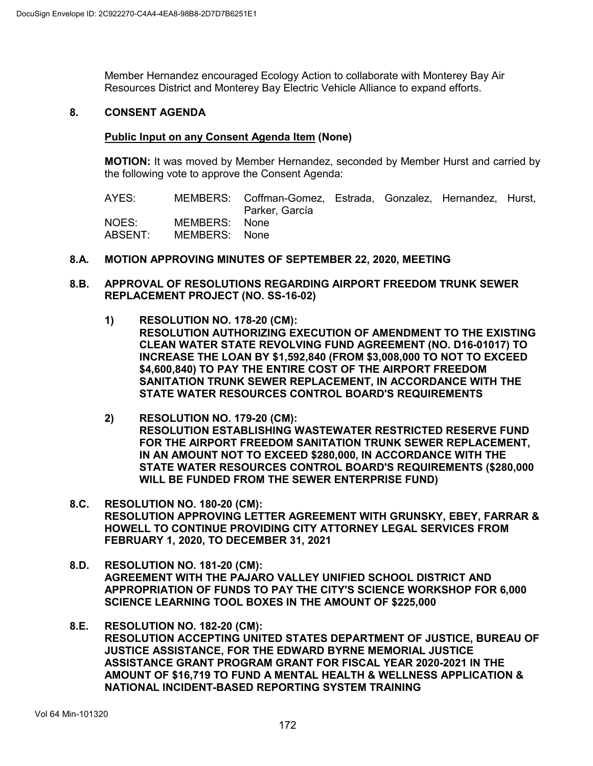Member Hernandez encouraged Ecology Action to collaborate with Monterey Bay Air Resources District and Monterey Bay Electric Vehicle Alliance to expand efforts.

## 8. CONSENT AGENDA

**Public Input on any Consent Agenda Item (None)**

**MOTION:** It was moved by Member Hernandez, seconded by Member Hurst and carried by the following vote to approve the Consent Agenda:

| | | |
|---|---|---|
| AYES: | MEMBERS: | Coffman-Gomez, Estrada, Gonzalez, Hernandez, Hurst, Parker, García |
| NOES: | MEMBERS: | None |
| ABSENT: | MEMBERS: | None |

### 8.A. MOTION APPROVING MINUTES OF SEPTEMBER 22, 2020, MEETING

### 8.B. APPROVAL OF RESOLUTIONS REGARDING AIRPORT FREEDOM TRUNK SEWER REPLACEMENT PROJECT (NO. SS-16-02)

1) **RESOLUTION NO. 178-20 (CM): RESOLUTION AUTHORIZING EXECUTION OF AMENDMENT TO THE EXISTING CLEAN WATER STATE REVOLVING FUND AGREEMENT (NO. D16-01017) TO INCREASE THE LOAN BY $1,592,840 (FROM $3,008,000 TO NOT TO EXCEED $4,600,840) TO PAY THE ENTIRE COST OF THE AIRPORT FREEDOM SANITATION TRUNK SEWER REPLACEMENT, IN ACCORDANCE WITH THE STATE WATER RESOURCES CONTROL BOARD'S REQUIREMENTS**

2) **RESOLUTION NO. 179-20 (CM): RESOLUTION ESTABLISHING WASTEWATER RESTRICTED RESERVE FUND FOR THE AIRPORT FREEDOM SANITATION TRUNK SEWER REPLACEMENT, IN AN AMOUNT NOT TO EXCEED $280,000, IN ACCORDANCE WITH THE STATE WATER RESOURCES CONTROL BOARD'S REQUIREMENTS ($280,000 WILL BE FUNDED FROM THE SEWER ENTERPRISE FUND)**

### 8.C. RESOLUTION NO. 180-20 (CM): RESOLUTION APPROVING LETTER AGREEMENT WITH GRUNSKY, EBEY, FARRAR & HOWELL TO CONTINUE PROVIDING CITY ATTORNEY LEGAL SERVICES FROM FEBRUARY 1, 2020, TO DECEMBER 31, 2021

### 8.D. RESOLUTION NO. 181-20 (CM): AGREEMENT WITH THE PAJARO VALLEY UNIFIED SCHOOL DISTRICT AND APPROPRIATION OF FUNDS TO PAY THE CITY'S SCIENCE WORKSHOP FOR 6,000 SCIENCE LEARNING TOOL BOXES IN THE AMOUNT OF $225,000

### 8.E. RESOLUTION NO. 182-20 (CM): RESOLUTION ACCEPTING UNITED STATES DEPARTMENT OF JUSTICE, BUREAU OF JUSTICE ASSISTANCE, FOR THE EDWARD BYRNE MEMORIAL JUSTICE ASSISTANCE GRANT PROGRAM GRANT FOR FISCAL YEAR 2020-2021 IN THE AMOUNT OF $16,719 TO FUND A MENTAL HEALTH & WELLNESS APPLICATION & NATIONAL INCIDENT-BASED REPORTING SYSTEM TRAINING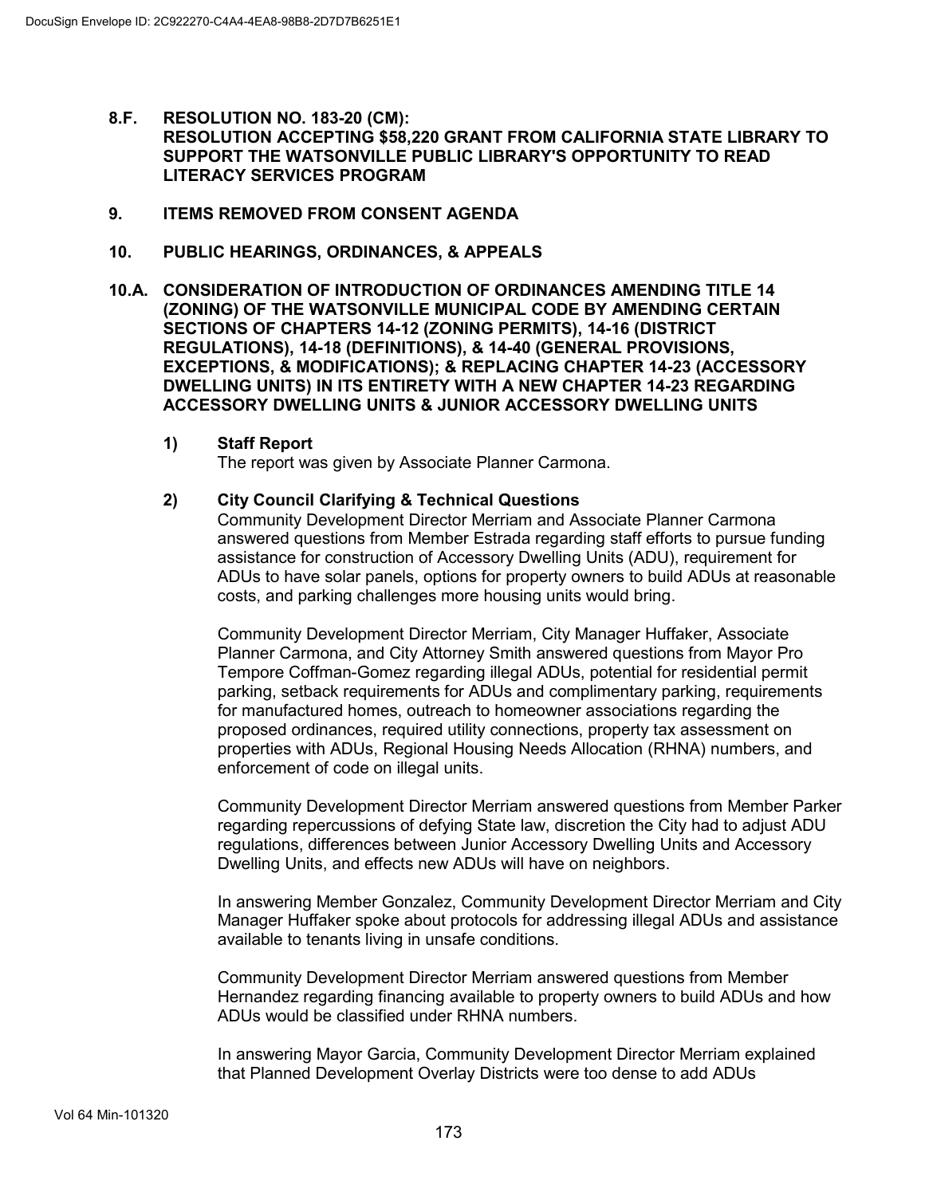**8.F. RESOLUTION NO. 183-20 (CM):**
**RESOLUTION ACCEPTING $58,220 GRANT FROM CALIFORNIA STATE LIBRARY TO SUPPORT THE WATSONVILLE PUBLIC LIBRARY'S OPPORTUNITY TO READ LITERACY SERVICES PROGRAM**

**9. ITEMS REMOVED FROM CONSENT AGENDA**

**10. PUBLIC HEARINGS, ORDINANCES, & APPEALS**

**10.A. CONSIDERATION OF INTRODUCTION OF ORDINANCES AMENDING TITLE 14 (ZONING) OF THE WATSONVILLE MUNICIPAL CODE BY AMENDING CERTAIN SECTIONS OF CHAPTERS 14-12 (ZONING PERMITS), 14-16 (DISTRICT REGULATIONS), 14-18 (DEFINITIONS), & 14-40 (GENERAL PROVISIONS, EXCEPTIONS, & MODIFICATIONS); & REPLACING CHAPTER 14-23 (ACCESSORY DWELLING UNITS) IN ITS ENTIRETY WITH A NEW CHAPTER 14-23 REGARDING ACCESSORY DWELLING UNITS & JUNIOR ACCESSORY DWELLING UNITS**

**1) Staff Report**

The report was given by Associate Planner Carmona.

**2) City Council Clarifying & Technical Questions**

Community Development Director Merriam and Associate Planner Carmona answered questions from Member Estrada regarding staff efforts to pursue funding assistance for construction of Accessory Dwelling Units (ADU), requirement for ADUs to have solar panels, options for property owners to build ADUs at reasonable costs, and parking challenges more housing units would bring.

Community Development Director Merriam, City Manager Huffaker, Associate Planner Carmona, and City Attorney Smith answered questions from Mayor Pro Tempore Coffman-Gomez regarding illegal ADUs, potential for residential permit parking, setback requirements for ADUs and complimentary parking, requirements for manufactured homes, outreach to homeowner associations regarding the proposed ordinances, required utility connections, property tax assessment on properties with ADUs, Regional Housing Needs Allocation (RHNA) numbers, and enforcement of code on illegal units.

Community Development Director Merriam answered questions from Member Parker regarding repercussions of defying State law, discretion the City had to adjust ADU regulations, differences between Junior Accessory Dwelling Units and Accessory Dwelling Units, and effects new ADUs will have on neighbors.

In answering Member Gonzalez, Community Development Director Merriam and City Manager Huffaker spoke about protocols for addressing illegal ADUs and assistance available to tenants living in unsafe conditions.

Community Development Director Merriam answered questions from Member Hernandez regarding financing available to property owners to build ADUs and how ADUs would be classified under RHNA numbers.

In answering Mayor Garcia, Community Development Director Merriam explained that Planned Development Overlay Districts were too dense to add ADUs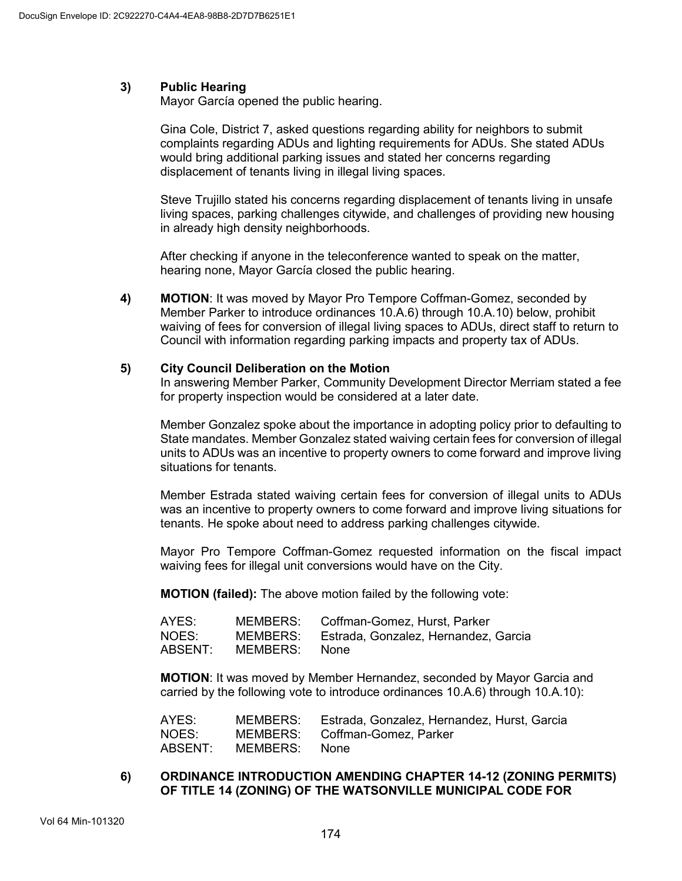3) **Public Hearing**

Mayor García opened the public hearing.

Gina Cole, District 7, asked questions regarding ability for neighbors to submit complaints regarding ADUs and lighting requirements for ADUs. She stated ADUs would bring additional parking issues and stated her concerns regarding displacement of tenants living in illegal living spaces.

Steve Trujillo stated his concerns regarding displacement of tenants living in unsafe living spaces, parking challenges citywide, and challenges of providing new housing in already high density neighborhoods.

After checking if anyone in the teleconference wanted to speak on the matter, hearing none, Mayor García closed the public hearing.

4) **MOTION**: It was moved by Mayor Pro Tempore Coffman-Gomez, seconded by Member Parker to introduce ordinances 10.A.6) through 10.A.10) below, prohibit waiving of fees for conversion of illegal living spaces to ADUs, direct staff to return to Council with information regarding parking impacts and property tax of ADUs.

5) **City Council Deliberation on the Motion**

In answering Member Parker, Community Development Director Merriam stated a fee for property inspection would be considered at a later date.

Member Gonzalez spoke about the importance in adopting policy prior to defaulting to State mandates. Member Gonzalez stated waiving certain fees for conversion of illegal units to ADUs was an incentive to property owners to come forward and improve living situations for tenants.

Member Estrada stated waiving certain fees for conversion of illegal units to ADUs was an incentive to property owners to come forward and improve living situations for tenants. He spoke about need to address parking challenges citywide.

Mayor Pro Tempore Coffman-Gomez requested information on the fiscal impact waiving fees for illegal unit conversions would have on the City.

**MOTION (failed):** The above motion failed by the following vote:

AYES: MEMBERS: Coffman-Gomez, Hurst, Parker
NOES: MEMBERS: Estrada, Gonzalez, Hernandez, Garcia
ABSENT: MEMBERS: None

**MOTION**: It was moved by Member Hernandez, seconded by Mayor Garcia and carried by the following vote to introduce ordinances 10.A.6) through 10.A.10):

AYES: MEMBERS: Estrada, Gonzalez, Hernandez, Hurst, Garcia
NOES: MEMBERS: Coffman-Gomez, Parker
ABSENT: MEMBERS: None

6) **ORDINANCE INTRODUCTION AMENDING CHAPTER 14-12 (ZONING PERMITS) OF TITLE 14 (ZONING) OF THE WATSONVILLE MUNICIPAL CODE FOR**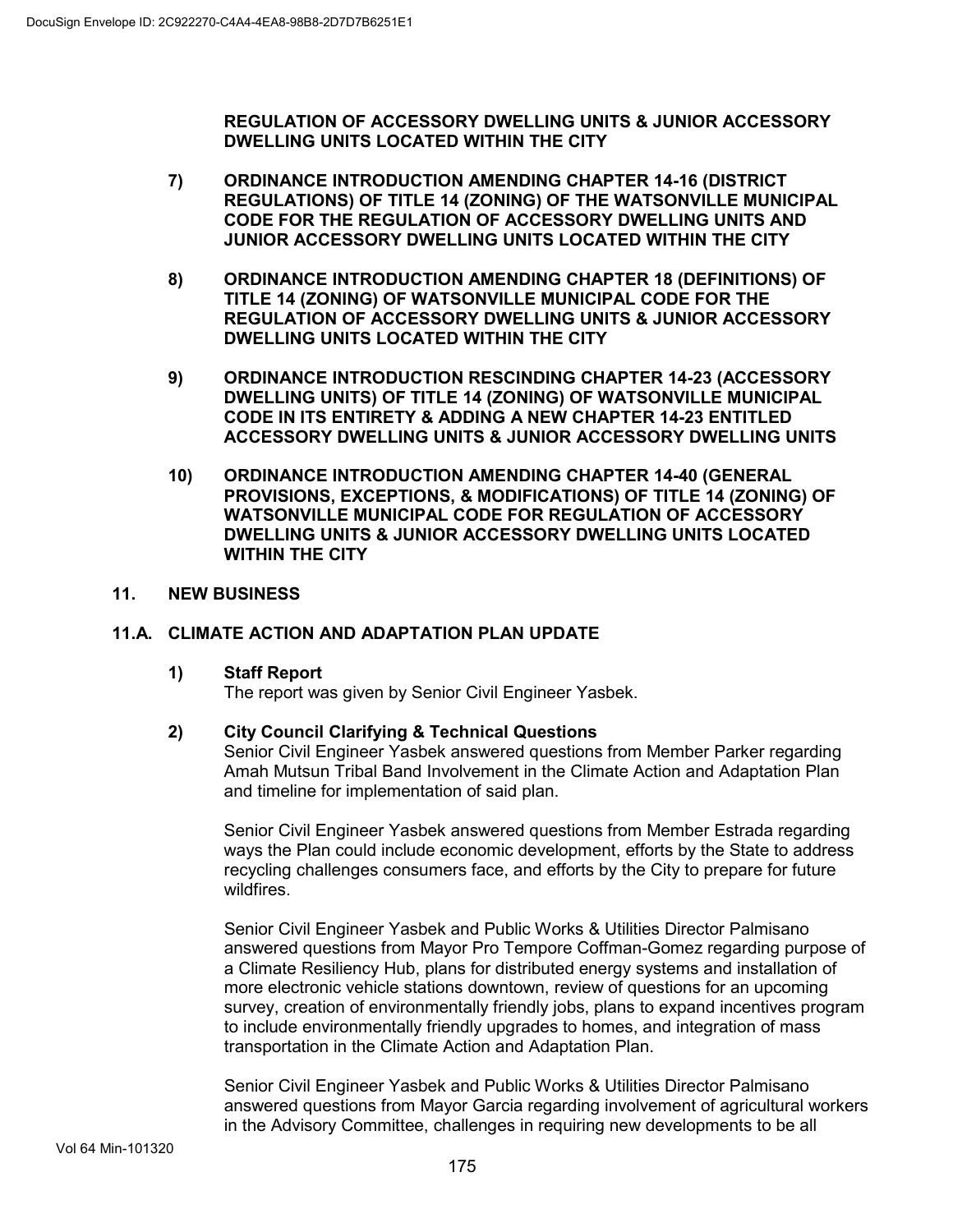**REGULATION OF ACCESSORY DWELLING UNITS & JUNIOR ACCESSORY DWELLING UNITS LOCATED WITHIN THE CITY**

7) **ORDINANCE INTRODUCTION AMENDING CHAPTER 14-16 (DISTRICT REGULATIONS) OF TITLE 14 (ZONING) OF THE WATSONVILLE MUNICIPAL CODE FOR THE REGULATION OF ACCESSORY DWELLING UNITS AND JUNIOR ACCESSORY DWELLING UNITS LOCATED WITHIN THE CITY**

8) **ORDINANCE INTRODUCTION AMENDING CHAPTER 18 (DEFINITIONS) OF TITLE 14 (ZONING) OF WATSONVILLE MUNICIPAL CODE FOR THE REGULATION OF ACCESSORY DWELLING UNITS & JUNIOR ACCESSORY DWELLING UNITS LOCATED WITHIN THE CITY**

9) **ORDINANCE INTRODUCTION RESCINDING CHAPTER 14-23 (ACCESSORY DWELLING UNITS) OF TITLE 14 (ZONING) OF WATSONVILLE MUNICIPAL CODE IN ITS ENTIRETY & ADDING A NEW CHAPTER 14-23 ENTITLED ACCESSORY DWELLING UNITS & JUNIOR ACCESSORY DWELLING UNITS**

10) **ORDINANCE INTRODUCTION AMENDING CHAPTER 14-40 (GENERAL PROVISIONS, EXCEPTIONS, & MODIFICATIONS) OF TITLE 14 (ZONING) OF WATSONVILLE MUNICIPAL CODE FOR REGULATION OF ACCESSORY DWELLING UNITS & JUNIOR ACCESSORY DWELLING UNITS LOCATED WITHIN THE CITY**

## 11. NEW BUSINESS

## 11.A. CLIMATE ACTION AND ADAPTATION PLAN UPDATE

1) **Staff Report**
The report was given by Senior Civil Engineer Yasbek.

2) **City Council Clarifying & Technical Questions**
Senior Civil Engineer Yasbek answered questions from Member Parker regarding Amah Mutsun Tribal Band Involvement in the Climate Action and Adaptation Plan and timeline for implementation of said plan.

Senior Civil Engineer Yasbek answered questions from Member Estrada regarding ways the Plan could include economic development, efforts by the State to address recycling challenges consumers face, and efforts by the City to prepare for future wildfires.

Senior Civil Engineer Yasbek and Public Works & Utilities Director Palmisano answered questions from Mayor Pro Tempore Coffman-Gomez regarding purpose of a Climate Resiliency Hub, plans for distributed energy systems and installation of more electronic vehicle stations downtown, review of questions for an upcoming survey, creation of environmentally friendly jobs, plans to expand incentives program to include environmentally friendly upgrades to homes, and integration of mass transportation in the Climate Action and Adaptation Plan.

Senior Civil Engineer Yasbek and Public Works & Utilities Director Palmisano answered questions from Mayor Garcia regarding involvement of agricultural workers in the Advisory Committee, challenges in requiring new developments to be all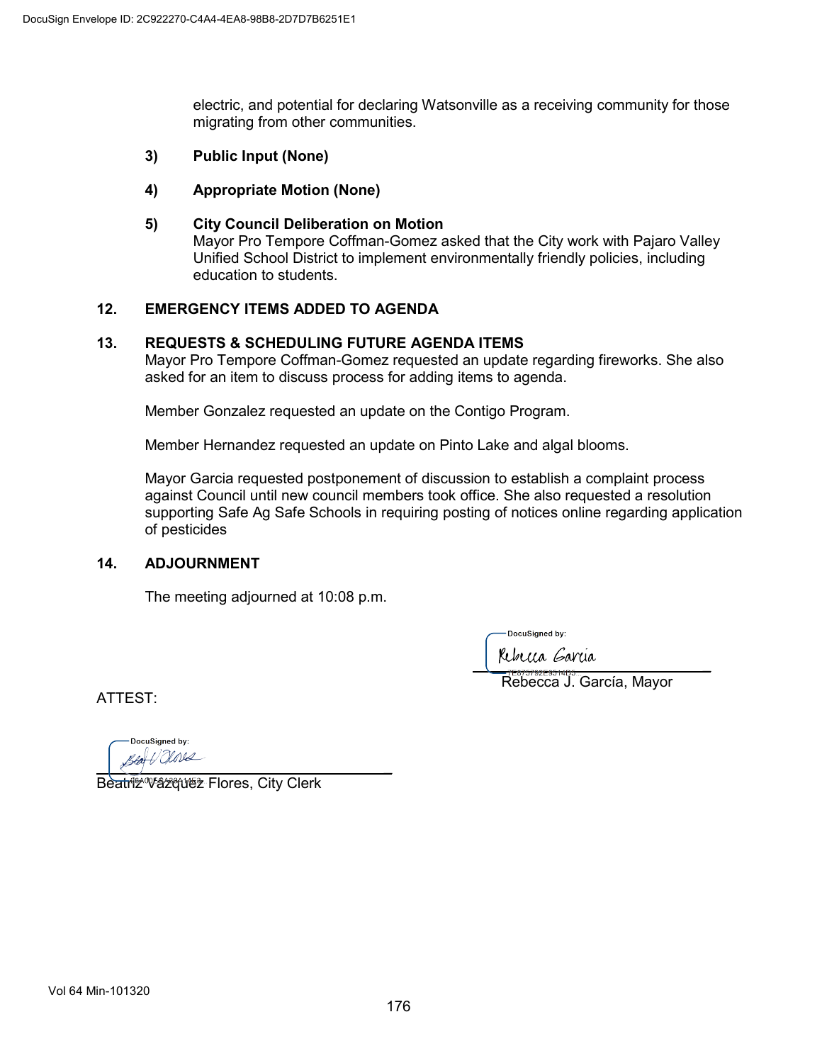electric, and potential for declaring Watsonville as a receiving community for those migrating from other communities.

3) **Public Input (None)**

4) **Appropriate Motion (None)**

5) **City Council Deliberation on Motion**
Mayor Pro Tempore Coffman-Gomez asked that the City work with Pajaro Valley Unified School District to implement environmentally friendly policies, including education to students.

## 12. EMERGENCY ITEMS ADDED TO AGENDA

## 13. REQUESTS & SCHEDULING FUTURE AGENDA ITEMS

Mayor Pro Tempore Coffman-Gomez requested an update regarding fireworks. She also asked for an item to discuss process for adding items to agenda.

Member Gonzalez requested an update on the Contigo Program.

Member Hernandez requested an update on Pinto Lake and algal blooms.

Mayor Garcia requested postponement of discussion to establish a complaint process against Council until new council members took office. She also requested a resolution supporting Safe Ag Safe Schools in requiring posting of notices online regarding application of pesticides

## 14. ADJOURNMENT

The meeting adjourned at 10:08 p.m.

DocuSigned by:
Rebecca Garcia
Rebecca J. García, Mayor

ATTEST:

DocuSigned by:
Beatriz Vázquez Flores, City Clerk

Vol 64 Min-101320